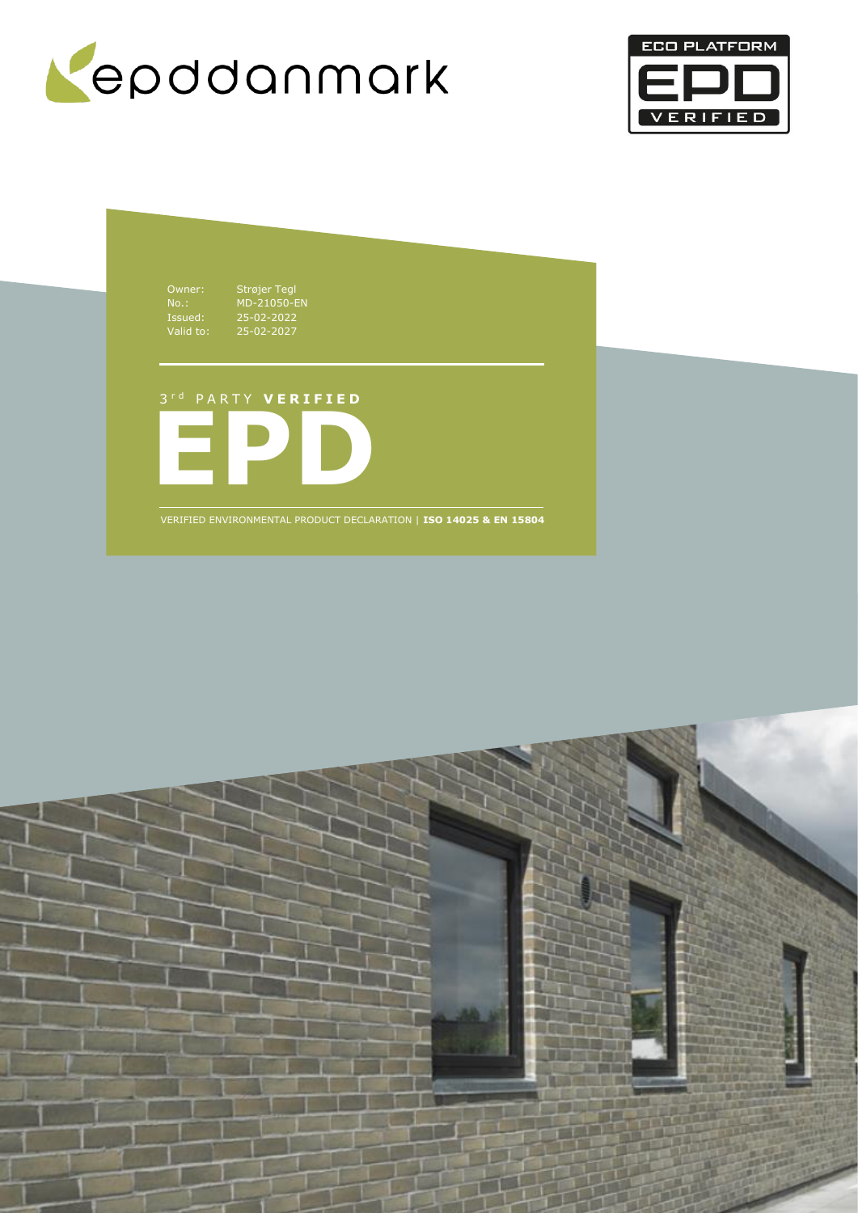epddanmark

ECO PLATFORM EPD VERIFIED

| | |
|---|---|
| Owner: | Strøjer Tegl |
| No.: | MD-21050-EN |
| Issued: | 25-02-2022 |
| Valid to: | 25-02-2027 |

3rd PARTY **VERIFIED**

# EPD

VERIFIED ENVIRONMENTAL PRODUCT DECLARATION | **ISO 14025 & EN 15804**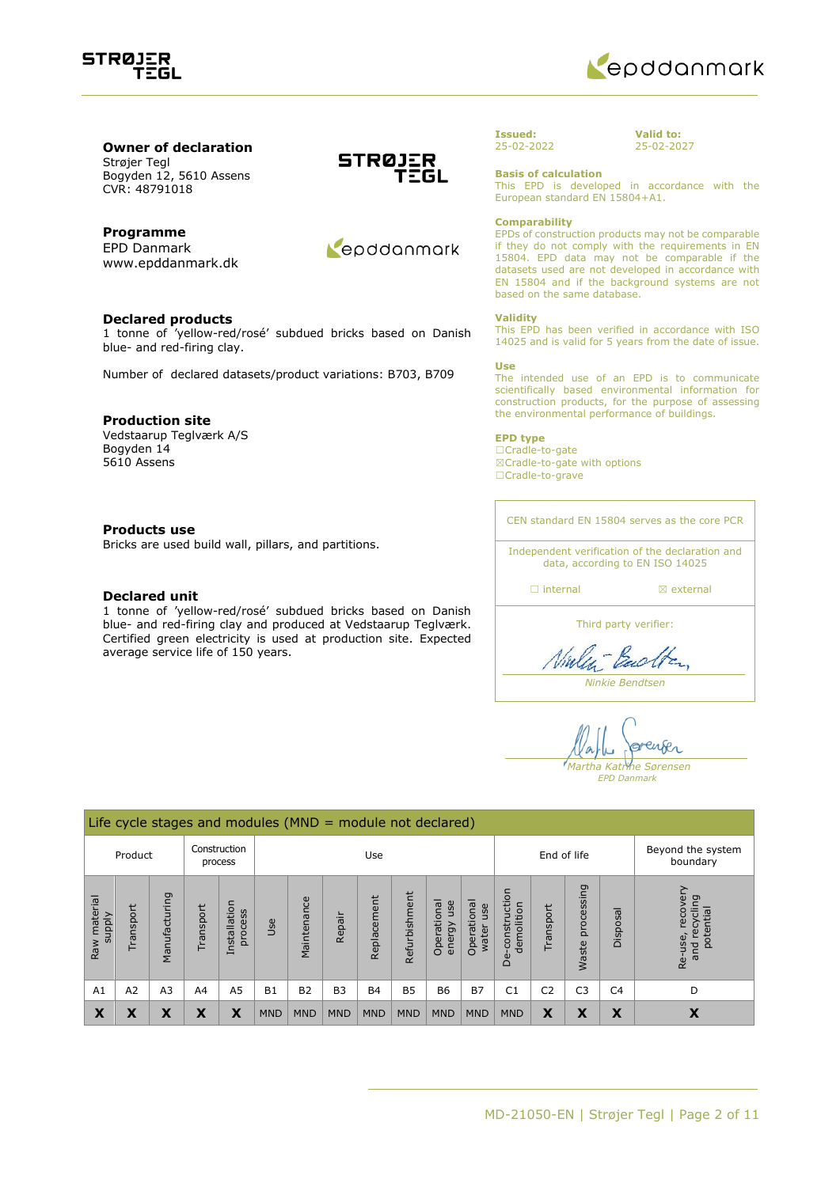**Owner of declaration**
Strøjer Tegl
Bogyden 12, 5610 Assens
CVR: 48791018

**Programme**
EPD Danmark
www.epddanmark.dk

**Declared products**
1 tonne of 'yellow-red/rosé' subdued bricks based on Danish blue- and red-firing clay.

Number of declared datasets/product variations: B703, B709

**Production site**
Vedstaarup Teglværk A/S
Bogyden 14
5610 Assens

**Products use**
Bricks are used build wall, pillars, and partitions.

**Declared unit**
1 tonne of 'yellow-red/rosé' subdued bricks based on Danish blue- and red-firing clay and produced at Vedstaarup Teglværk. Certified green electricity is used at production site. Expected average service life of 150 years.

**Issued:**
25-02-2022

**Valid to:**
25-02-2027

**Basis of calculation**
This EPD is developed in accordance with the European standard EN 15804+A1.

**Comparability**
EPDs of construction products may not be comparable if they do not comply with the requirements in EN 15804. EPD data may not be comparable if the datasets used are not developed in accordance with EN 15804 and if the background systems are not based on the same database.

**Validity**
This EPD has been verified in accordance with ISO 14025 and is valid for 5 years from the date of issue.

**Use**
The intended use of an EPD is to communicate scientifically based environmental information for construction products, for the purpose of assessing the environmental performance of buildings.

**EPD type**
☐Cradle-to-gate
☒Cradle-to-gate with options
☐Cradle-to-grave

CEN standard EN 15804 serves as the core PCR

Independent verification of the declaration and data, according to EN ISO 14025

☐ internal ☒ external

Third party verifier:

*Ninkie Bendtsen*

*Martha Katrine Sørensen*
*EPD Danmark*

**Life cycle stages and modules (MND = module not declared)**

| Product | | | Construction process | | Use | | | | | | | End of life | | | | Beyond the system boundary |
|---|---|---|---|---|---|---|---|---|---|---|---|---|---|---|---|---|
| Raw material supply | Transport | Manufacturing | Transport | Installation process | Use | Maintenance | Repair | Replacement | Refurbishment | Operational energy use | Operational water use | De-construction demolition | Transport | Waste processing | Disposal | Re-use, recovery and recycling potential |
| A1 | A2 | A3 | A4 | A5 | B1 | B2 | B3 | B4 | B5 | B6 | B7 | C1 | C2 | C3 | C4 | D |
| X | X | X | X | X | MND | MND | MND | MND | MND | MND | MND | MND | X | X | X | X |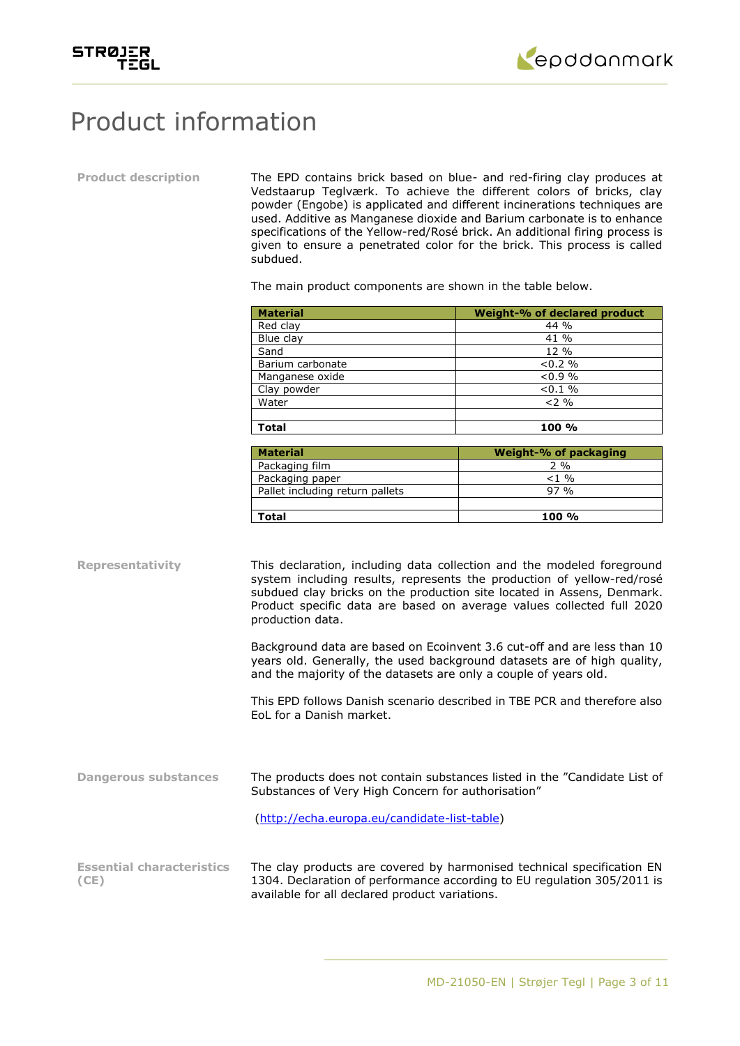// Product information

**Product description**

The EPD contains brick based on blue- and red-firing clay produces at Vedstaarup Teglværk. To achieve the different colors of bricks, clay powder (Engobe) is applicated and different incinerations techniques are used. Additive as Manganese dioxide and Barium carbonate is to enhance specifications of the Yellow-red/Rosé brick. An additional firing process is given to ensure a penetrated color for the brick. This process is called subdued.

The main product components are shown in the table below.

| Material | Weight-% of declared product |
|---|---|
| Red clay | 44 % |
| Blue clay | 41 % |
| Sand | 12 % |
| Barium carbonate | <0.2 % |
| Manganese oxide | <0.9 % |
| Clay powder | <0.1 % |
| Water | <2 % |
| | |
| **Total** | **100 %** |

| Material | Weight-% of packaging |
|---|---|
| Packaging film | 2 % |
| Packaging paper | <1 % |
| Pallet including return pallets | 97 % |
| | |
| **Total** | **100 %** |

**Representativity**

This declaration, including data collection and the modeled foreground system including results, represents the production of yellow-red/rosé subdued clay bricks on the production site located in Assens, Denmark. Product specific data are based on average values collected full 2020 production data.

Background data are based on Ecoinvent 3.6 cut-off and are less than 10 years old. Generally, the used background datasets are of high quality, and the majority of the datasets are only a couple of years old.

This EPD follows Danish scenario described in TBE PCR and therefore also EoL for a Danish market.

**Dangerous substances**

The products does not contain substances listed in the "Candidate List of Substances of Very High Concern for authorisation"

(http://echa.europa.eu/candidate-list-table)

**Essential characteristics (CE)**

The clay products are covered by harmonised technical specification EN 1304. Declaration of performance according to EU regulation 305/2011 is available for all declared product variations.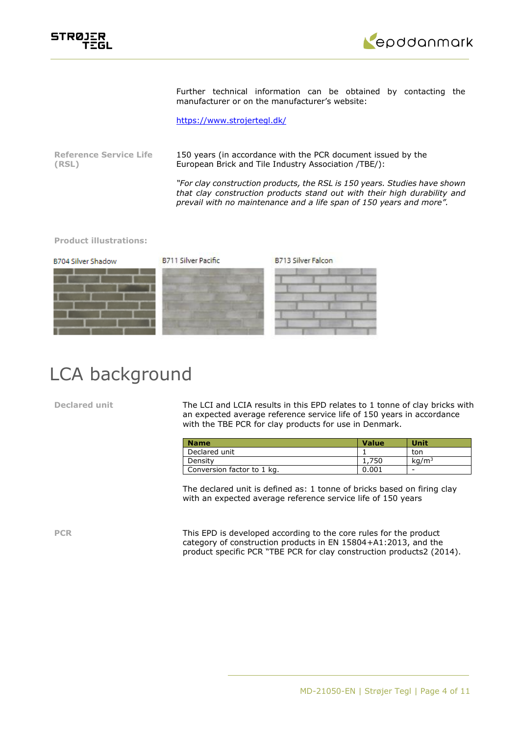Further technical information can be obtained by contacting the manufacturer or on the manufacturer's website:

https://www.strojertegl.dk/

**Reference Service Life (RSL)**

150 years (in accordance with the PCR document issued by the European Brick and Tile Industry Association /TBE/):

*"For clay construction products, the RSL is 150 years. Studies have shown that clay construction products stand out with their high durability and prevail with no maintenance and a life span of 150 years and more".*

**Product illustrations:**

B704 Silver Shadow

B711 Silver Pacific

B713 Silver Falcon

# LCA background

**Declared unit**

The LCI and LCIA results in this EPD relates to 1 tonne of clay bricks with an expected average reference service life of 150 years in accordance with the TBE PCR for clay products for use in Denmark.

| Name | Value | Unit |
|---|---|---|
| Declared unit | 1 | ton |
| Density | 1,750 | kg/m$^3$ |
| Conversion factor to 1 kg. | 0.001 | - |

The declared unit is defined as: 1 tonne of bricks based on firing clay with an expected average reference service life of 150 years

**PCR**

This EPD is developed according to the core rules for the product category of construction products in EN 15804+A1:2013, and the product specific PCR "TBE PCR for clay construction products2 (2014).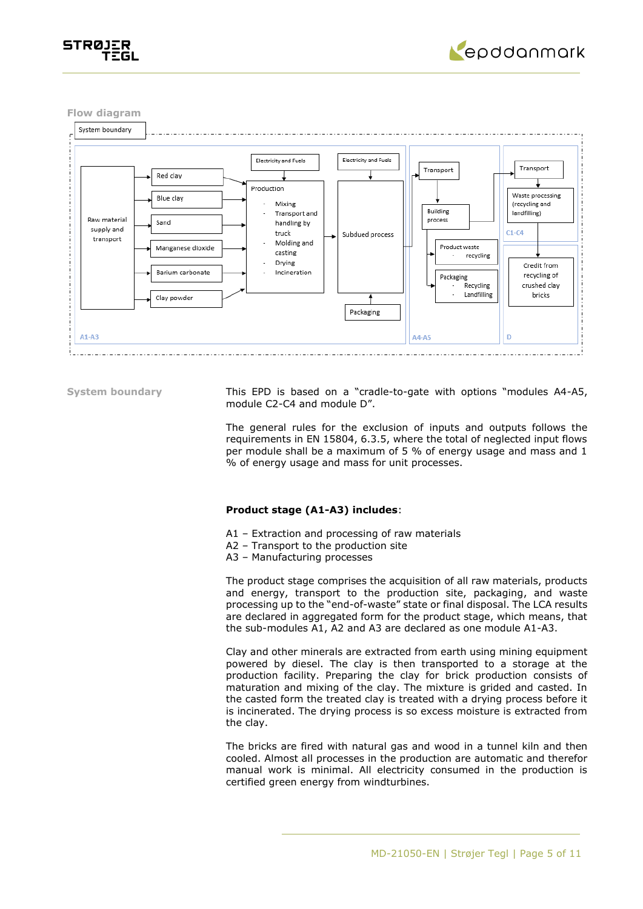## Flow diagram

System boundary

Raw material supply and transport

Red clay

Blue clay

Sand

Manganese dioxide

Barium carbonate

Clay powder

Electricity and Fuels

Production

- Mixing
- Transport and handling by truck
- Molding and casting
- Drying
- Incineration

Electricity and Fuels

Subdued process

Packaging

A1-A3

Transport

Building process

Product waste
- recycling

Packaging
- Recycling
- Landfilling

A4-A5

Transport

Waste processing (recycling and landfilling)

C1-C4

Credit from recycling of crushed clay bricks

D

## System boundary

This EPD is based on a "cradle-to-gate with options "modules A4-A5, module C2-C4 and module D".

The general rules for the exclusion of inputs and outputs follows the requirements in EN 15804, 6.3.5, where the total of neglected input flows per module shall be a maximum of 5 % of energy usage and mass and 1 % of energy usage and mass for unit processes.

**Product stage (A1-A3) includes**:

A1 – Extraction and processing of raw materials
A2 – Transport to the production site
A3 – Manufacturing processes

The product stage comprises the acquisition of all raw materials, products and energy, transport to the production site, packaging, and waste processing up to the "end-of-waste" state or final disposal. The LCA results are declared in aggregated form for the product stage, which means, that the sub-modules A1, A2 and A3 are declared as one module A1-A3.

Clay and other minerals are extracted from earth using mining equipment powered by diesel. The clay is then transported to a storage at the production facility. Preparing the clay for brick production consists of maturation and mixing of the clay. The mixture is grided and casted. In the casted form the treated clay is treated with a drying process before it is incinerated. The drying process is so excess moisture is extracted from the clay.

The bricks are fired with natural gas and wood in a tunnel kiln and then cooled. Almost all processes in the production are automatic and therefor manual work is minimal. All electricity consumed in the production is certified green energy from windturbines.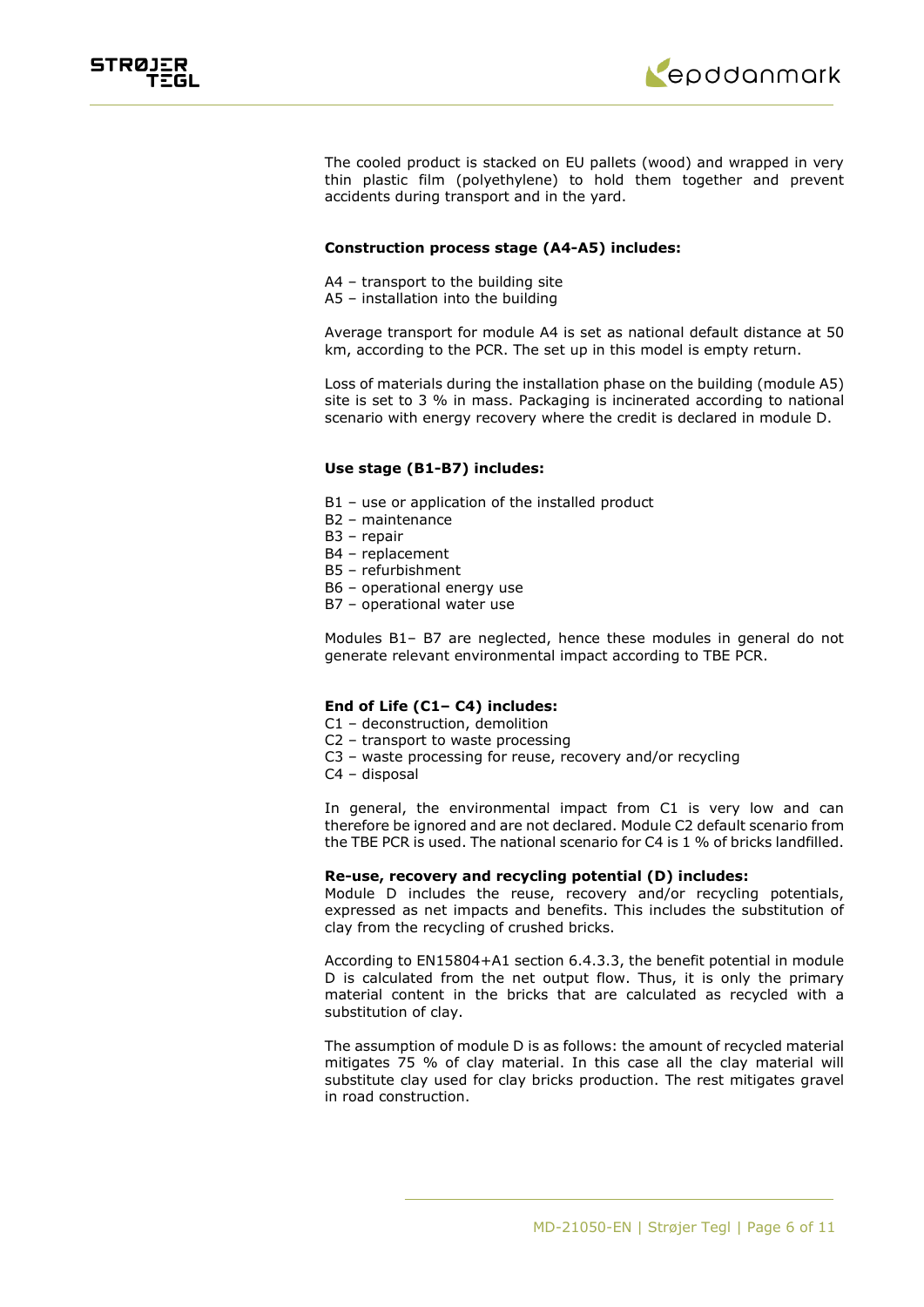The cooled product is stacked on EU pallets (wood) and wrapped in very thin plastic film (polyethylene) to hold them together and prevent accidents during transport and in the yard.

**Construction process stage (A4-A5) includes:**

A4 – transport to the building site
A5 – installation into the building

Average transport for module A4 is set as national default distance at 50 km, according to the PCR. The set up in this model is empty return.

Loss of materials during the installation phase on the building (module A5) site is set to 3 % in mass. Packaging is incinerated according to national scenario with energy recovery where the credit is declared in module D.

**Use stage (B1-B7) includes:**

B1 – use or application of the installed product
B2 – maintenance
B3 – repair
B4 – replacement
B5 – refurbishment
B6 – operational energy use
B7 – operational water use

Modules B1– B7 are neglected, hence these modules in general do not generate relevant environmental impact according to TBE PCR.

**End of Life (C1– C4) includes:**

C1 – deconstruction, demolition
C2 – transport to waste processing
C3 – waste processing for reuse, recovery and/or recycling
C4 – disposal

In general, the environmental impact from C1 is very low and can therefore be ignored and are not declared. Module C2 default scenario from the TBE PCR is used. The national scenario for C4 is 1 % of bricks landfilled.

**Re-use, recovery and recycling potential (D) includes:**

Module D includes the reuse, recovery and/or recycling potentials, expressed as net impacts and benefits. This includes the substitution of clay from the recycling of crushed bricks.

According to EN15804+A1 section 6.4.3.3, the benefit potential in module D is calculated from the net output flow. Thus, it is only the primary material content in the bricks that are calculated as recycled with a substitution of clay.

The assumption of module D is as follows: the amount of recycled material mitigates 75 % of clay material. In this case all the clay material will substitute clay used for clay bricks production. The rest mitigates gravel in road construction.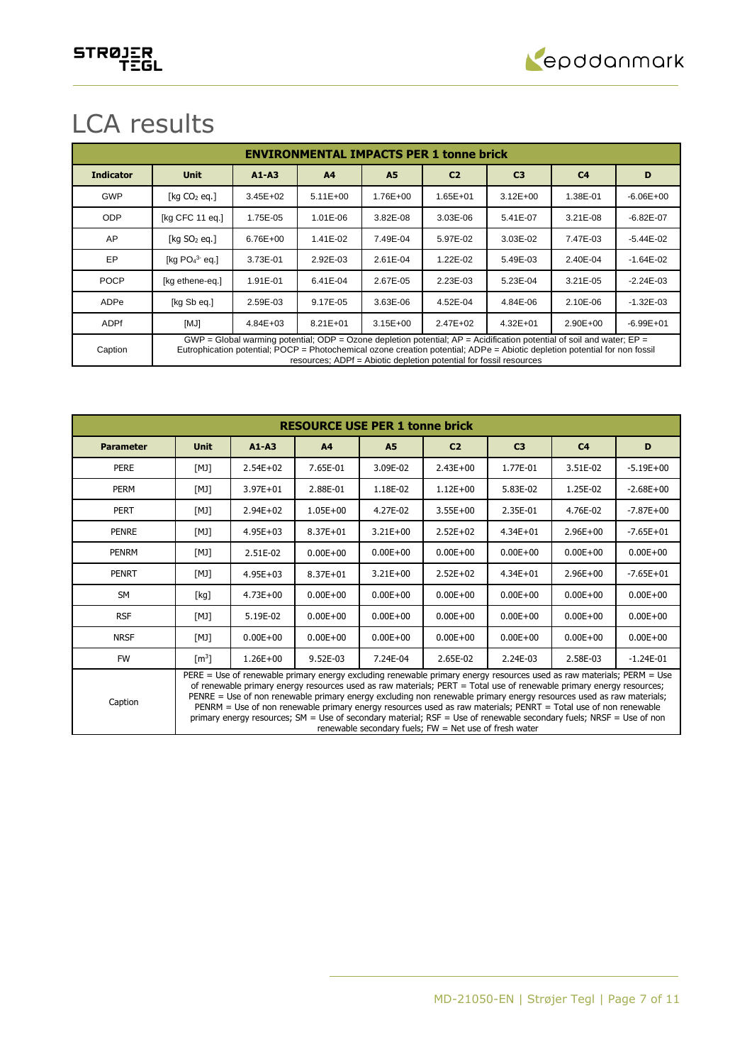# LCA results

| ENVIRONMENTAL IMPACTS PER 1 tonne brick | | | | | | | | |
|---|---|---|---|---|---|---|---|---|
| **Indicator** | **Unit** | **A1-A3** | **A4** | **A5** | **C2** | **C3** | **C4** | **D** |
| GWP | [kg $CO_2$ eq.] | 3.45E+02 | 5.11E+00 | 1.76E+00 | 1.65E+01 | 3.12E+00 | 1.38E-01 | -6.06E+00 |
| ODP | [kg CFC 11 eq.] | 1.75E-05 | 1.01E-06 | 3.82E-08 | 3.03E-06 | 5.41E-07 | 3.21E-08 | -6.82E-07 |
| AP | [kg $SO_2$ eq.] | 6.76E+00 | 1.41E-02 | 7.49E-04 | 5.97E-02 | 3.03E-02 | 7.47E-03 | -5.44E-02 |
| EP | [kg $PO_4^{3-}$ eq.] | 3.73E-01 | 2.92E-03 | 2.61E-04 | 1.22E-02 | 5.49E-03 | 2.40E-04 | -1.64E-02 |
| POCP | [kg ethene-eq.] | 1.91E-01 | 6.41E-04 | 2.67E-05 | 2.23E-03 | 5.23E-04 | 3.21E-05 | -2.24E-03 |
| ADPe | [kg Sb eq.] | 2.59E-03 | 9.17E-05 | 3.63E-06 | 4.52E-04 | 4.84E-06 | 2.10E-06 | -1.32E-03 |
| ADPf | [MJ] | 4.84E+03 | 8.21E+01 | 3.15E+00 | 2.47E+02 | 4.32E+01 | 2.90E+00 | -6.99E+01 |
| Caption | GWP = Global warming potential; ODP = Ozone depletion potential; AP = Acidification potential of soil and water; EP = Eutrophication potential; POCP = Photochemical ozone creation potential; ADPe = Abiotic depletion potential for non fossil resources; ADPf = Abiotic depletion potential for fossil resources | | | | | | | |

| RESOURCE USE PER 1 tonne brick | | | | | | | | |
|---|---|---|---|---|---|---|---|---|
| **Parameter** | **Unit** | **A1-A3** | **A4** | **A5** | **C2** | **C3** | **C4** | **D** |
| PERE | [MJ] | 2.54E+02 | 7.65E-01 | 3.09E-02 | 2.43E+00 | 1.77E-01 | 3.51E-02 | -5.19E+00 |
| PERM | [MJ] | 3.97E+01 | 2.88E-01 | 1.18E-02 | 1.12E+00 | 5.83E-02 | 1.25E-02 | -2.68E+00 |
| PERT | [MJ] | 2.94E+02 | 1.05E+00 | 4.27E-02 | 3.55E+00 | 2.35E-01 | 4.76E-02 | -7.87E+00 |
| PENRE | [MJ] | 4.95E+03 | 8.37E+01 | 3.21E+00 | 2.52E+02 | 4.34E+01 | 2.96E+00 | -7.65E+01 |
| PENRM | [MJ] | 2.51E-02 | 0.00E+00 | 0.00E+00 | 0.00E+00 | 0.00E+00 | 0.00E+00 | 0.00E+00 |
| PENRT | [MJ] | 4.95E+03 | 8.37E+01 | 3.21E+00 | 2.52E+02 | 4.34E+01 | 2.96E+00 | -7.65E+01 |
| SM | [kg] | 4.73E+00 | 0.00E+00 | 0.00E+00 | 0.00E+00 | 0.00E+00 | 0.00E+00 | 0.00E+00 |
| RSF | [MJ] | 5.19E-02 | 0.00E+00 | 0.00E+00 | 0.00E+00 | 0.00E+00 | 0.00E+00 | 0.00E+00 |
| NRSF | [MJ] | 0.00E+00 | 0.00E+00 | 0.00E+00 | 0.00E+00 | 0.00E+00 | 0.00E+00 | 0.00E+00 |
| FW | [$m^3$] | 1.26E+00 | 9.52E-03 | 7.24E-04 | 2.65E-02 | 2.24E-03 | 2.58E-03 | -1.24E-01 |
| Caption | PERE = Use of renewable primary energy excluding renewable primary energy resources used as raw materials; PERM = Use of renewable primary energy resources used as raw materials; PERT = Total use of renewable primary energy resources; PENRE = Use of non renewable primary energy excluding non renewable primary energy resources used as raw materials; PENRM = Use of non renewable primary energy resources used as raw materials; PENRT = Total use of non renewable primary energy resources; SM = Use of secondary material; RSF = Use of renewable secondary fuels; NRSF = Use of non renewable secondary fuels; FW = Net use of fresh water | | | | | | | |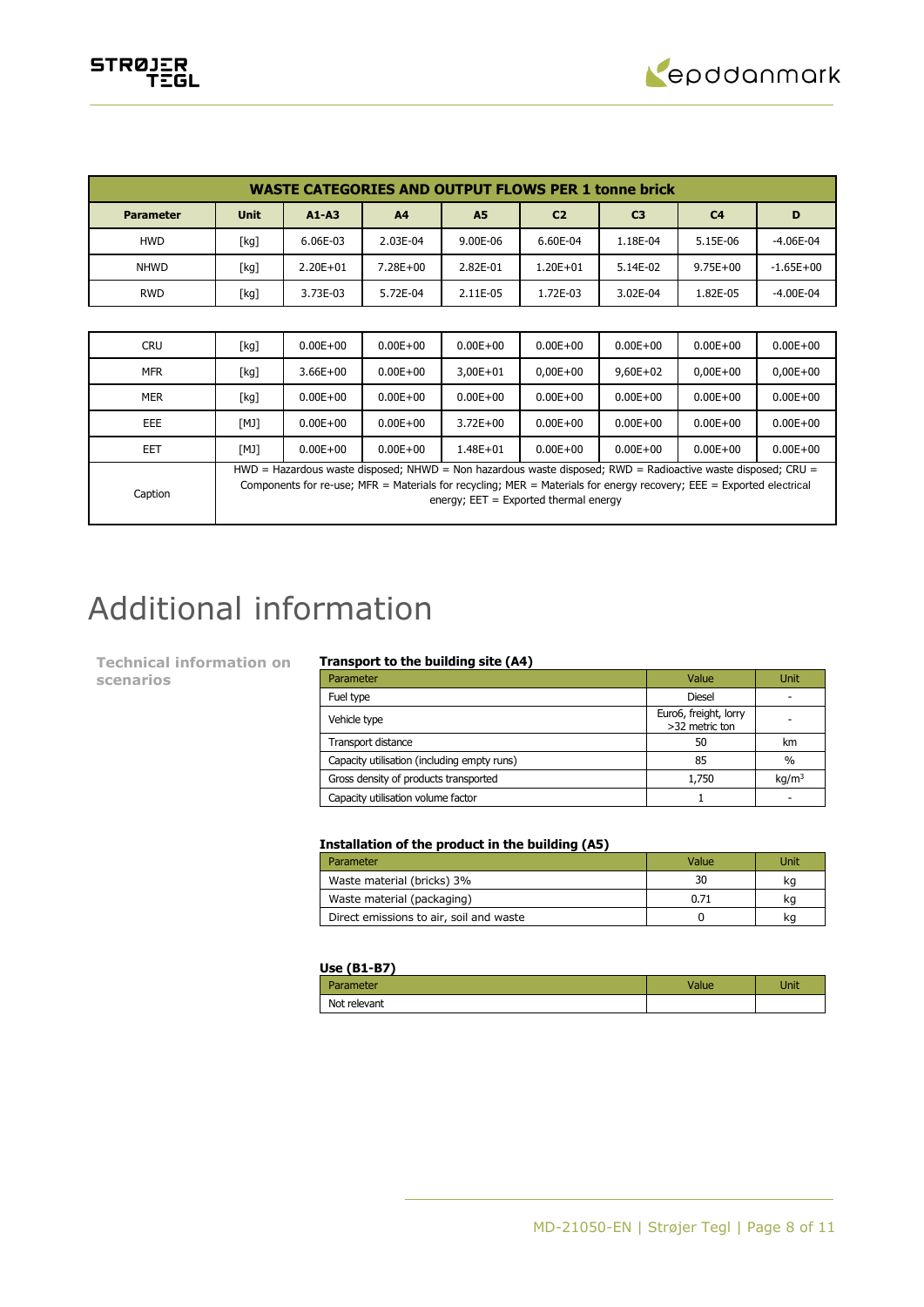| WASTE CATEGORIES AND OUTPUT FLOWS PER 1 tonne brick | | | | | | | | |
|---|---|---|---|---|---|---|---|---|
| **Parameter** | **Unit** | **A1-A3** | **A4** | **A5** | **C2** | **C3** | **C4** | **D** |
| HWD | [kg] | 6.06E-03 | 2.03E-04 | 9.00E-06 | 6.60E-04 | 1.18E-04 | 5.15E-06 | -4.06E-04 |
| NHWD | [kg] | 2.20E+01 | 7.28E+00 | 2.82E-01 | 1.20E+01 | 5.14E-02 | 9.75E+00 | -1.65E+00 |
| RWD | [kg] | 3.73E-03 | 5.72E-04 | 2.11E-05 | 1.72E-03 | 3.02E-04 | 1.82E-05 | -4.00E-04 |
| CRU | [kg] | 0.00E+00 | 0.00E+00 | 0.00E+00 | 0.00E+00 | 0.00E+00 | 0.00E+00 | 0.00E+00 |
| MFR | [kg] | 3.66E+00 | 0.00E+00 | 3,00E+01 | 0,00E+00 | 9,60E+02 | 0,00E+00 | 0,00E+00 |
| MER | [kg] | 0.00E+00 | 0.00E+00 | 0.00E+00 | 0.00E+00 | 0.00E+00 | 0.00E+00 | 0.00E+00 |
| EEE | [MJ] | 0.00E+00 | 0.00E+00 | 3.72E+00 | 0.00E+00 | 0.00E+00 | 0.00E+00 | 0.00E+00 |
| EET | [MJ] | 0.00E+00 | 0.00E+00 | 1.48E+01 | 0.00E+00 | 0.00E+00 | 0.00E+00 | 0.00E+00 |
| Caption | HWD = Hazardous waste disposed; NHWD = Non hazardous waste disposed; RWD = Radioactive waste disposed; CRU = Components for re-use; MFR = Materials for recycling; MER = Materials for energy recovery; EEE = Exported electrical energy; EET = Exported thermal energy | | | | | | | |

# Additional information

## Technical information on scenarios

### Transport to the building site (A4)

| Parameter | Value | Unit |
|---|---|---|
| Fuel type | Diesel | - |
| Vehicle type | Euro6, freight, lorry >32 metric ton | - |
| Transport distance | 50 | km |
| Capacity utilisation (including empty runs) | 85 | % |
| Gross density of products transported | 1,750 | kg/m$^3$ |
| Capacity utilisation volume factor | 1 | - |

### Installation of the product in the building (A5)

| Parameter | Value | Unit |
|---|---|---|
| Waste material (bricks) 3% | 30 | kg |
| Waste material (packaging) | 0.71 | kg |
| Direct emissions to air, soil and waste | 0 | kg |

### Use (B1-B7)

| Parameter | Value | Unit |
|---|---|---|
| Not relevant | | |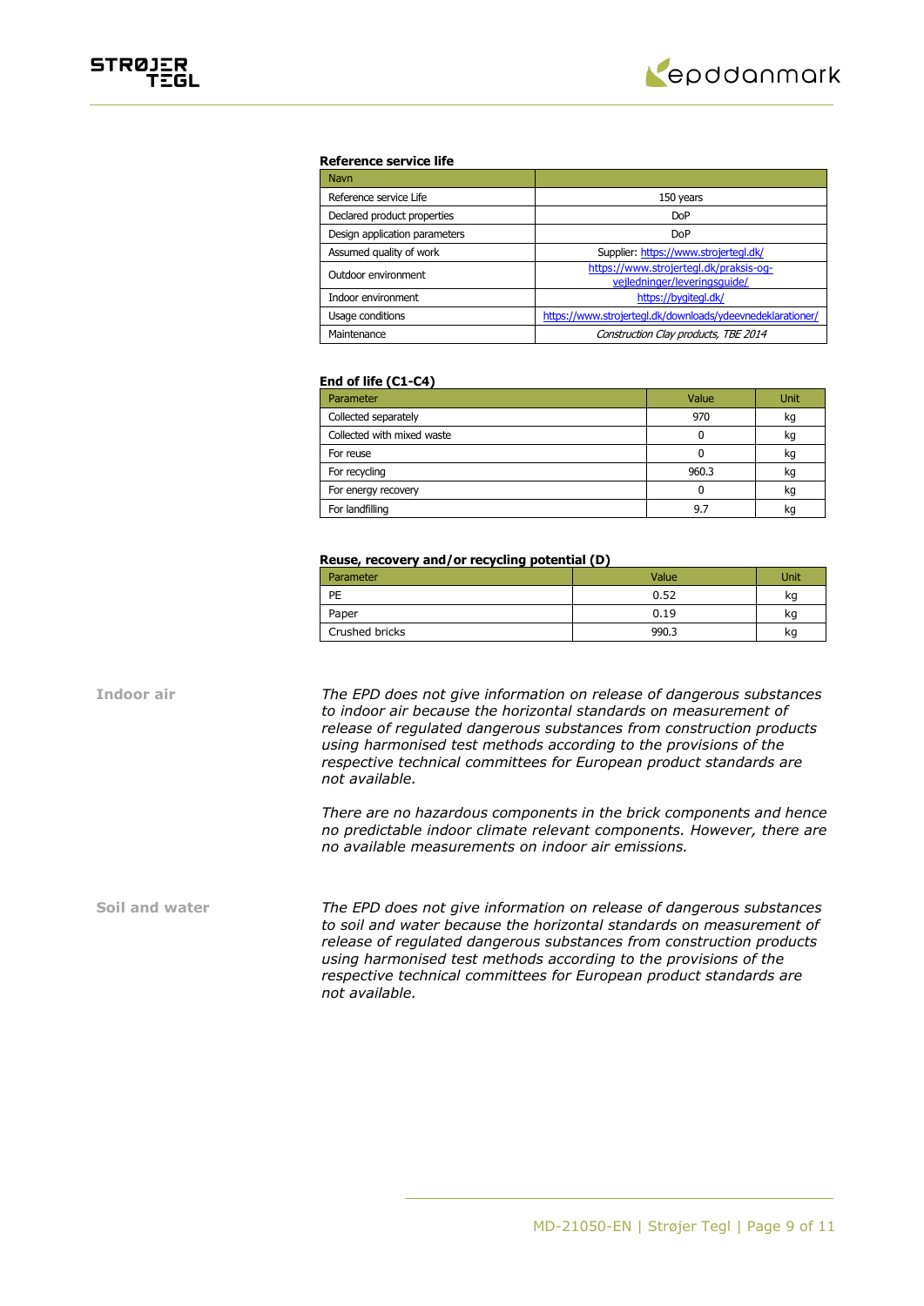### Reference service life

| Navn | |
|---|---|
| Reference service Life | 150 years |
| Declared product properties | DoP |
| Design application parameters | DoP |
| Assumed quality of work | Supplier: https://www.strojertegl.dk/ |
| Outdoor environment | https://www.strojertegl.dk/praksis-og-vejledninger/leveringsguide/ |
| Indoor environment | https://bygitegl.dk/ |
| Usage conditions | https://www.strojertegl.dk/downloads/ydeevnedeklarationer/ |
| Maintenance | *Construction Clay products, TBE 2014* |

### End of life (C1-C4)

| Parameter | Value | Unit |
|---|---|---|
| Collected separately | 970 | kg |
| Collected with mixed waste | 0 | kg |
| For reuse | 0 | kg |
| For recycling | 960.3 | kg |
| For energy recovery | 0 | kg |
| For landfilling | 9.7 | kg |

### Reuse, recovery and/or recycling potential (D)

| Parameter | Value | Unit |
|---|---|---|
| PE | 0.52 | kg |
| Paper | 0.19 | kg |
| Crushed bricks | 990.3 | kg |

**Indoor air**

*The EPD does not give information on release of dangerous substances to indoor air because the horizontal standards on measurement of release of regulated dangerous substances from construction products using harmonised test methods according to the provisions of the respective technical committees for European product standards are not available.*

*There are no hazardous components in the brick components and hence no predictable indoor climate relevant components. However, there are no available measurements on indoor air emissions.*

**Soil and water**

*The EPD does not give information on release of dangerous substances to soil and water because the horizontal standards on measurement of release of regulated dangerous substances from construction products using harmonised test methods according to the provisions of the respective technical committees for European product standards are not available.*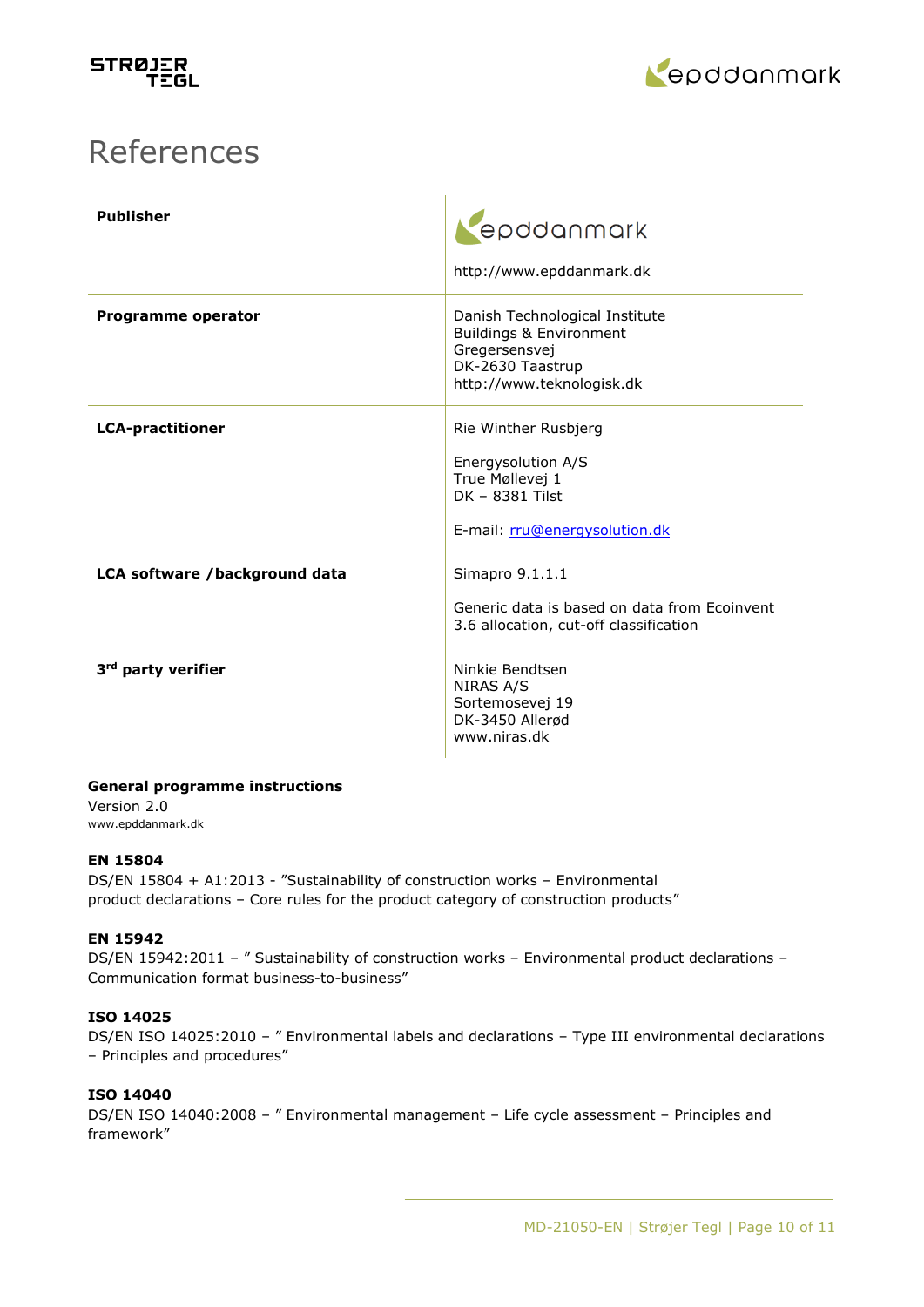# References

| | |
|---|---|
| **Publisher** | epddanmark<br><br>http://www.epddanmark.dk |
| **Programme operator** | Danish Technological Institute<br>Buildings & Environment<br>Gregersensvej<br>DK-2630 Taastrup<br>http://www.teknologisk.dk |
| **LCA-practitioner** | Rie Winther Rusbjerg<br><br>Energysolution A/S<br>True Møllevej 1<br>DK – 8381 Tilst<br><br>E-mail: rru@energysolution.dk |
| **LCA software /background data** | Simapro 9.1.1.1<br><br>Generic data is based on data from Ecoinvent 3.6 allocation, cut-off classification |
| **3rd party verifier** | Ninkie Bendtsen<br>NIRAS A/S<br>Sortemosevej 19<br>DK-3450 Allerød<br>www.niras.dk |

**General programme instructions**
Version 2.0
www.epddanmark.dk

**EN 15804**
DS/EN 15804 + A1:2013 - "Sustainability of construction works – Environmental product declarations – Core rules for the product category of construction products"

**EN 15942**
DS/EN 15942:2011 – " Sustainability of construction works – Environmental product declarations – Communication format business-to-business"

**ISO 14025**
DS/EN ISO 14025:2010 – " Environmental labels and declarations – Type III environmental declarations – Principles and procedures"

**ISO 14040**
DS/EN ISO 14040:2008 – " Environmental management – Life cycle assessment – Principles and framework"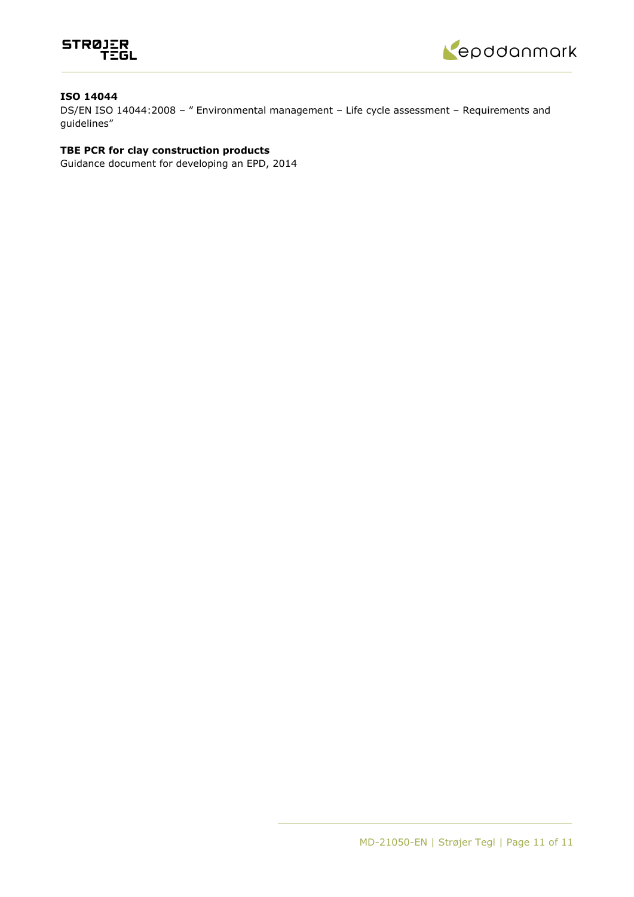**ISO 14044**
DS/EN ISO 14044:2008 – " Environmental management – Life cycle assessment – Requirements and guidelines"

**TBE PCR for clay construction products**
Guidance document for developing an EPD, 2014